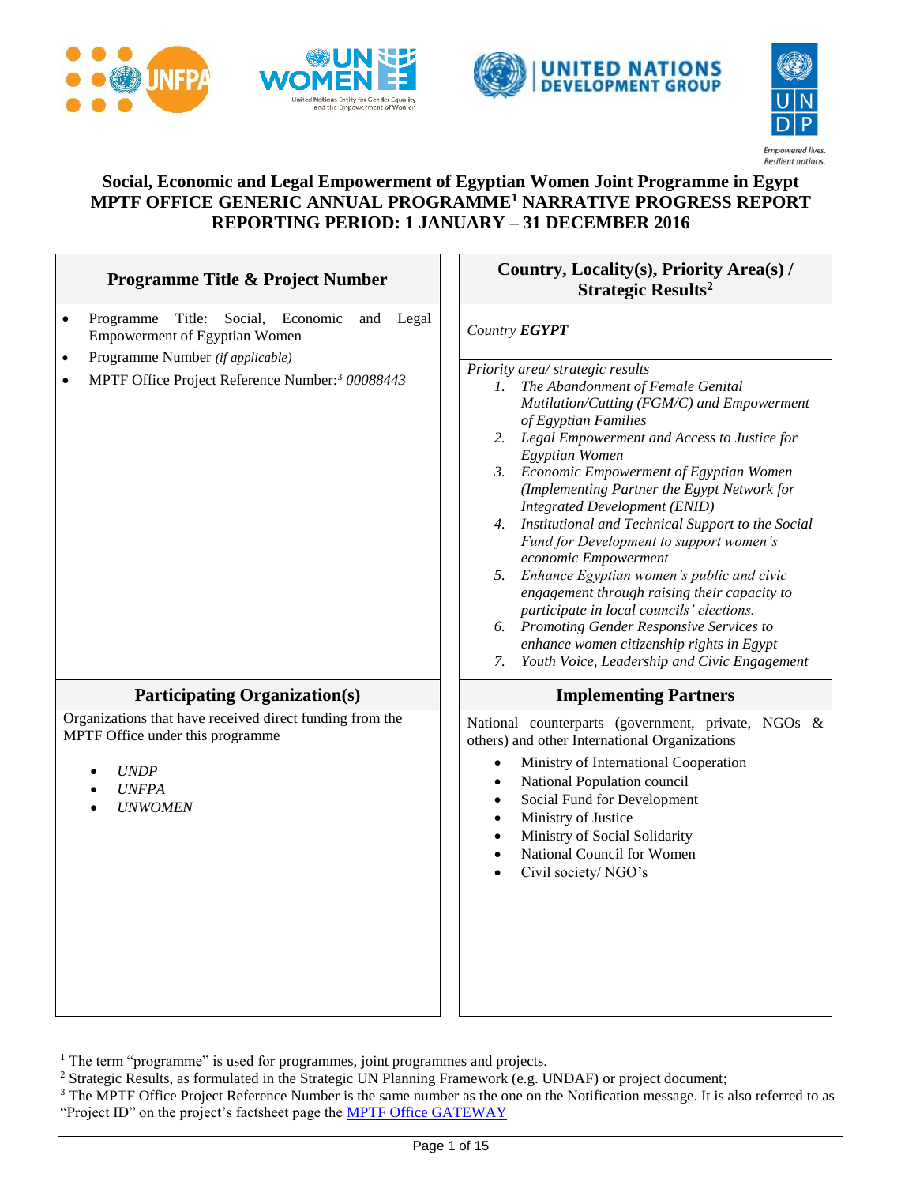# Social, Economic and Legal Empowerment of Egyptian Women Joint Programme in Egypt
## MPTF OFFICE GENERIC ANNUAL PROGRAMME[1] NARRATIVE PROGRESS REPORT
## REPORTING PERIOD: 1 JANUARY – 31 DECEMBER 2016

| Programme Title & Project Number | Country, Locality(s), Priority Area(s) / Strategic Results[2] |
|---|---|
| • Programme Title: Social, Economic and Legal Empowerment of Egyptian Women<br>• Programme Number *(if applicable)*<br>• MPTF Office Project Reference Number:[3] *00088443* | *Country **EGYPT***<br><br>*Priority area/ strategic results*<br>1. *The Abandonment of Female Genital Mutilation/Cutting (FGM/C) and Empowerment of Egyptian Families*<br>2. *Legal Empowerment and Access to Justice for Egyptian Women*<br>3. *Economic Empowerment of Egyptian Women (Implementing Partner the Egypt Network for Integrated Development (ENID)*<br>4. *Institutional and Technical Support to the Social Fund for Development to support women's economic Empowerment*<br>5. *Enhance Egyptian women's public and civic engagement through raising their capacity to participate in local councils' elections.*<br>6. *Promoting Gender Responsive Services to enhance women citizenship rights in Egypt*<br>7. *Youth Voice, Leadership and Civic Engagement* |
| **Participating Organization(s)** | **Implementing Partners** |
| Organizations that have received direct funding from the MPTF Office under this programme<br>• *UNDP*<br>• *UNFPA*<br>• *UNWOMEN* | National counterparts (government, private, NGOs & others) and other International Organizations<br>• Ministry of International Cooperation<br>• National Population council<br>• Social Fund for Development<br>• Ministry of Justice<br>• Ministry of Social Solidarity<br>• National Council for Women<br>• Civil society/ NGO's |

[1] The term "programme" is used for programmes, joint programmes and projects.
[2] Strategic Results, as formulated in the Strategic UN Planning Framework (e.g. UNDAF) or project document;
[3] The MPTF Office Project Reference Number is the same number as the one on the Notification message. It is also referred to as "Project ID" on the project's factsheet page the MPTF Office GATEWAY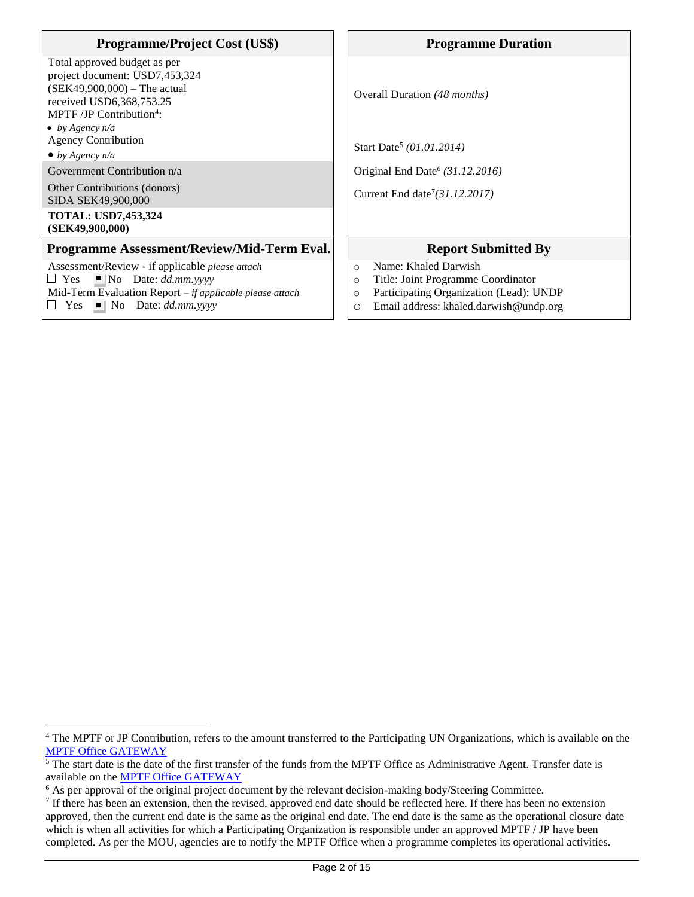| Programme/Project Cost (US$) | Programme Duration |
|---|---|
| Total approved budget as per project document: USD7,453,324 (SEK49,900,000) – The actual received USD6,368,753.25<br>MPTF /JP Contribution[4]:<br>• *by Agency n/a*<br>Agency Contribution<br>• *by Agency n/a* | Overall Duration *(48 months)*<br><br>Start Date[5] *(01.01.2014)* |
| Government Contribution n/a | Original End Date[6] *(31.12.2016)* |
| Other Contributions (donors)<br>SIDA SEK49,900,000 | Current End date[7] *(31.12.2017)* |
| **TOTAL: USD7,453,324 (SEK49,900,000)** | |

| Programme Assessment/Review/Mid-Term Eval. | Report Submitted By |
|---|---|
| Assessment/Review - if applicable *please attach*<br>☐ Yes ■ No Date: *dd.mm.yyyy*<br>Mid-Term Evaluation Report – *if applicable please attach*<br>☐ Yes ■ No Date: *dd.mm.yyyy* | ○ Name: Khaled Darwish<br>○ Title: Joint Programme Coordinator<br>○ Participating Organization (Lead): UNDP<br>○ Email address: khaled.darwish@undp.org |

---

[4] The MPTF or JP Contribution, refers to the amount transferred to the Participating UN Organizations, which is available on the [MPTF Office GATEWAY]

[5] The start date is the date of the first transfer of the funds from the MPTF Office as Administrative Agent. Transfer date is available on the [MPTF Office GATEWAY]

[6] As per approval of the original project document by the relevant decision-making body/Steering Committee.

[7] If there has been an extension, then the revised, approved end date should be reflected here. If there has been no extension approved, then the current end date is the same as the original end date. The end date is the same as the operational closure date which is when all activities for which a Participating Organization is responsible under an approved MPTF / JP have been completed. As per the MOU, agencies are to notify the MPTF Office when a programme completes its operational activities.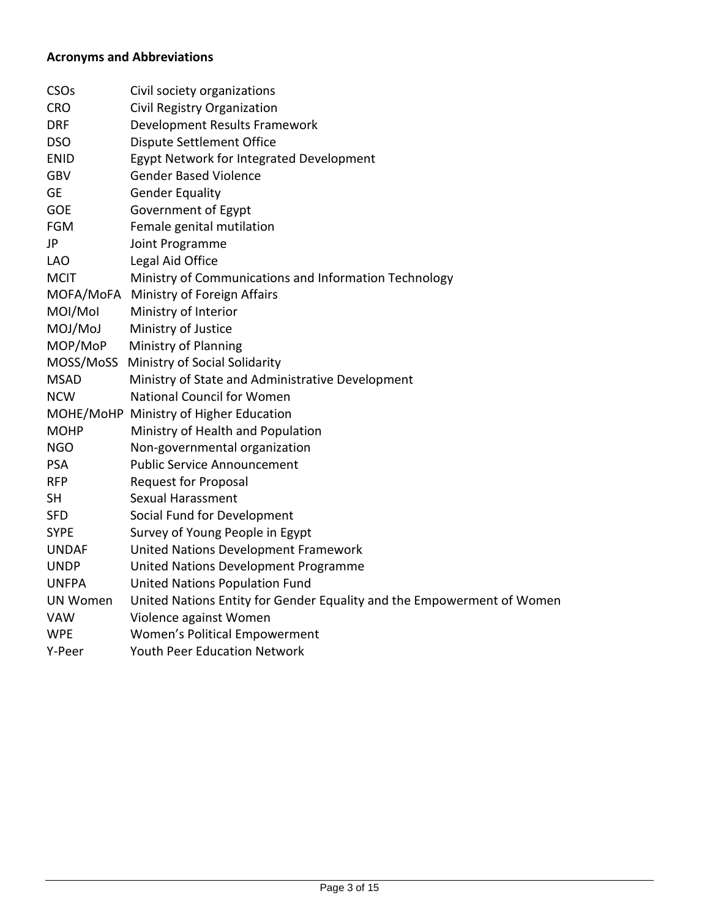**Acronyms and Abbreviations**

| | |
|---|---|
| CSOs | Civil society organizations |
| CRO | Civil Registry Organization |
| DRF | Development Results Framework |
| DSO | Dispute Settlement Office |
| ENID | Egypt Network for Integrated Development |
| GBV | Gender Based Violence |
| GE | Gender Equality |
| GOE | Government of Egypt |
| FGM | Female genital mutilation |
| JP | Joint Programme |
| LAO | Legal Aid Office |
| MCIT | Ministry of Communications and Information Technology |
| MOFA/MoFA | Ministry of Foreign Affairs |
| MOI/MoI | Ministry of Interior |
| MOJ/MoJ | Ministry of Justice |
| MOP/MoP | Ministry of Planning |
| MOSS/MoSS | Ministry of Social Solidarity |
| MSAD | Ministry of State and Administrative Development |
| NCW | National Council for Women |
| MOHE/MoHP | Ministry of Higher Education |
| MOHP | Ministry of Health and Population |
| NGO | Non-governmental organization |
| PSA | Public Service Announcement |
| RFP | Request for Proposal |
| SH | Sexual Harassment |
| SFD | Social Fund for Development |
| SYPE | Survey of Young People in Egypt |
| UNDAF | United Nations Development Framework |
| UNDP | United Nations Development Programme |
| UNFPA | United Nations Population Fund |
| UN Women | United Nations Entity for Gender Equality and the Empowerment of Women |
| VAW | Violence against Women |
| WPE | Women's Political Empowerment |
| Y-Peer | Youth Peer Education Network |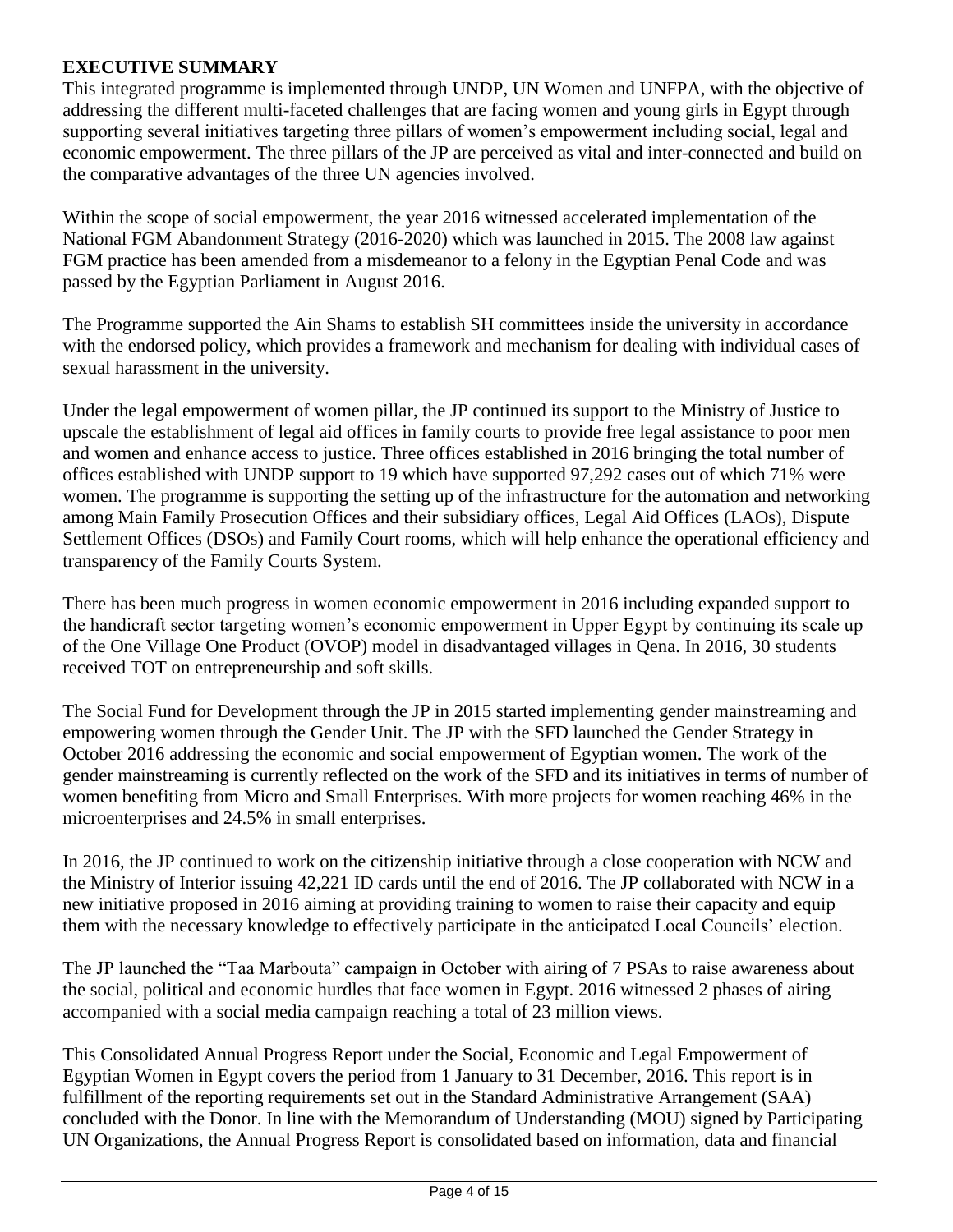## EXECUTIVE SUMMARY

This integrated programme is implemented through UNDP, UN Women and UNFPA, with the objective of addressing the different multi-faceted challenges that are facing women and young girls in Egypt through supporting several initiatives targeting three pillars of women's empowerment including social, legal and economic empowerment. The three pillars of the JP are perceived as vital and inter-connected and build on the comparative advantages of the three UN agencies involved.

Within the scope of social empowerment, the year 2016 witnessed accelerated implementation of the National FGM Abandonment Strategy (2016-2020) which was launched in 2015. The 2008 law against FGM practice has been amended from a misdemeanor to a felony in the Egyptian Penal Code and was passed by the Egyptian Parliament in August 2016.

The Programme supported the Ain Shams to establish SH committees inside the university in accordance with the endorsed policy, which provides a framework and mechanism for dealing with individual cases of sexual harassment in the university.

Under the legal empowerment of women pillar, the JP continued its support to the Ministry of Justice to upscale the establishment of legal aid offices in family courts to provide free legal assistance to poor men and women and enhance access to justice. Three offices established in 2016 bringing the total number of offices established with UNDP support to 19 which have supported 97,292 cases out of which 71% were women. The programme is supporting the setting up of the infrastructure for the automation and networking among Main Family Prosecution Offices and their subsidiary offices, Legal Aid Offices (LAOs), Dispute Settlement Offices (DSOs) and Family Court rooms, which will help enhance the operational efficiency and transparency of the Family Courts System.

There has been much progress in women economic empowerment in 2016 including expanded support to the handicraft sector targeting women's economic empowerment in Upper Egypt by continuing its scale up of the One Village One Product (OVOP) model in disadvantaged villages in Qena. In 2016, 30 students received TOT on entrepreneurship and soft skills.

The Social Fund for Development through the JP in 2015 started implementing gender mainstreaming and empowering women through the Gender Unit. The JP with the SFD launched the Gender Strategy in October 2016 addressing the economic and social empowerment of Egyptian women. The work of the gender mainstreaming is currently reflected on the work of the SFD and its initiatives in terms of number of women benefiting from Micro and Small Enterprises. With more projects for women reaching 46% in the microenterprises and 24.5% in small enterprises.

In 2016, the JP continued to work on the citizenship initiative through a close cooperation with NCW and the Ministry of Interior issuing 42,221 ID cards until the end of 2016. The JP collaborated with NCW in a new initiative proposed in 2016 aiming at providing training to women to raise their capacity and equip them with the necessary knowledge to effectively participate in the anticipated Local Councils' election.

The JP launched the "Taa Marbouta" campaign in October with airing of 7 PSAs to raise awareness about the social, political and economic hurdles that face women in Egypt. 2016 witnessed 2 phases of airing accompanied with a social media campaign reaching a total of 23 million views.

This Consolidated Annual Progress Report under the Social, Economic and Legal Empowerment of Egyptian Women in Egypt covers the period from 1 January to 31 December, 2016. This report is in fulfillment of the reporting requirements set out in the Standard Administrative Arrangement (SAA) concluded with the Donor. In line with the Memorandum of Understanding (MOU) signed by Participating UN Organizations, the Annual Progress Report is consolidated based on information, data and financial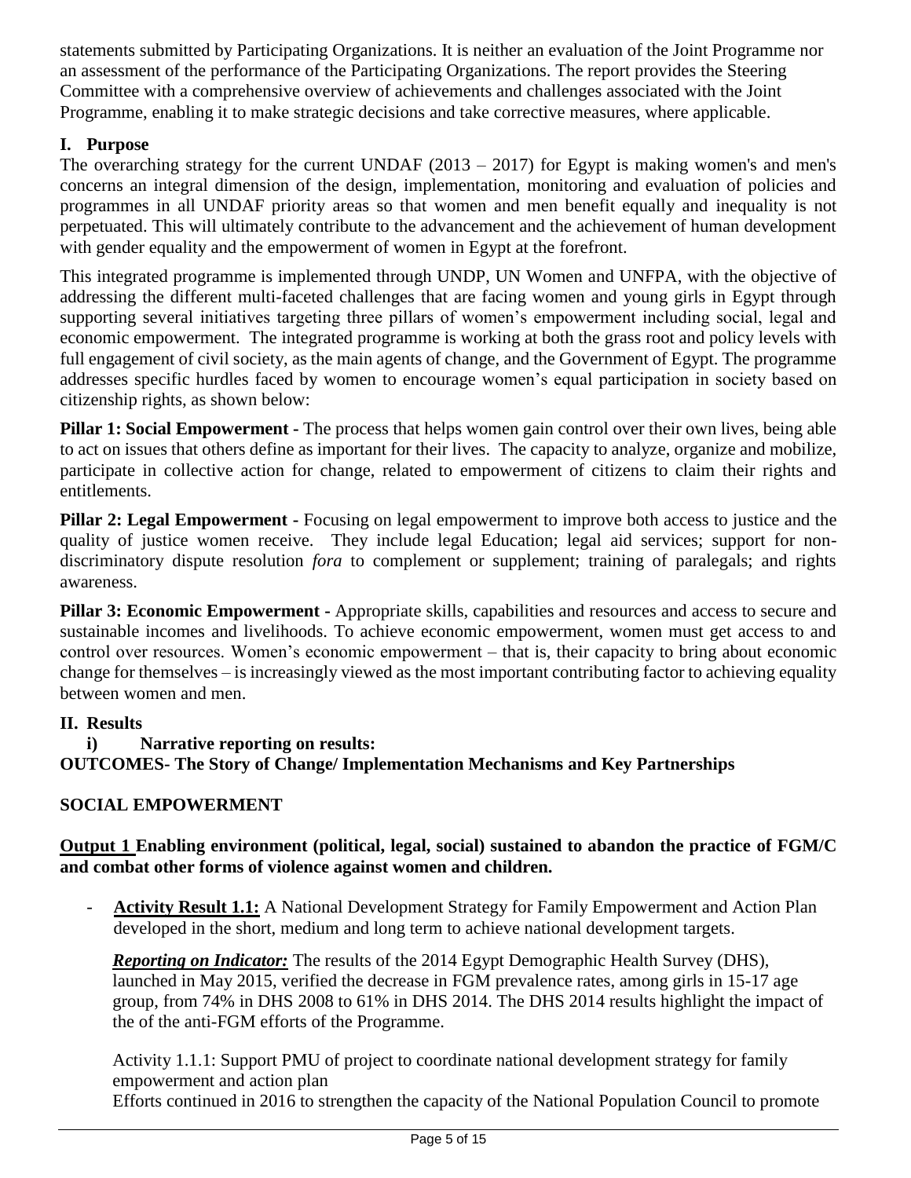statements submitted by Participating Organizations. It is neither an evaluation of the Joint Programme nor an assessment of the performance of the Participating Organizations. The report provides the Steering Committee with a comprehensive overview of achievements and challenges associated with the Joint Programme, enabling it to make strategic decisions and take corrective measures, where applicable.

## I. Purpose

The overarching strategy for the current UNDAF (2013 – 2017) for Egypt is making women's and men's concerns an integral dimension of the design, implementation, monitoring and evaluation of policies and programmes in all UNDAF priority areas so that women and men benefit equally and inequality is not perpetuated. This will ultimately contribute to the advancement and the achievement of human development with gender equality and the empowerment of women in Egypt at the forefront.

This integrated programme is implemented through UNDP, UN Women and UNFPA, with the objective of addressing the different multi-faceted challenges that are facing women and young girls in Egypt through supporting several initiatives targeting three pillars of women's empowerment including social, legal and economic empowerment. The integrated programme is working at both the grass root and policy levels with full engagement of civil society, as the main agents of change, and the Government of Egypt. The programme addresses specific hurdles faced by women to encourage women's equal participation in society based on citizenship rights, as shown below:

**Pillar 1: Social Empowerment -** The process that helps women gain control over their own lives, being able to act on issues that others define as important for their lives. The capacity to analyze, organize and mobilize, participate in collective action for change, related to empowerment of citizens to claim their rights and entitlements.

**Pillar 2: Legal Empowerment -** Focusing on legal empowerment to improve both access to justice and the quality of justice women receive. They include legal Education; legal aid services; support for non-discriminatory dispute resolution *fora* to complement or supplement; training of paralegals; and rights awareness.

**Pillar 3: Economic Empowerment -** Appropriate skills, capabilities and resources and access to secure and sustainable incomes and livelihoods. To achieve economic empowerment, women must get access to and control over resources. Women's economic empowerment – that is, their capacity to bring about economic change for themselves – is increasingly viewed as the most important contributing factor to achieving equality between women and men.

## II. Results

### i) Narrative reporting on results:

### OUTCOMES- The Story of Change/ Implementation Mechanisms and Key Partnerships

### SOCIAL EMPOWERMENT

**Output 1 Enabling environment (political, legal, social) sustained to abandon the practice of FGM/C and combat other forms of violence against women and children.**

- **Activity Result 1.1:** A National Development Strategy for Family Empowerment and Action Plan developed in the short, medium and long term to achieve national development targets.

  ***Reporting on Indicator:*** The results of the 2014 Egypt Demographic Health Survey (DHS), launched in May 2015, verified the decrease in FGM prevalence rates, among girls in 15-17 age group, from 74% in DHS 2008 to 61% in DHS 2014. The DHS 2014 results highlight the impact of the of the anti-FGM efforts of the Programme.

  Activity 1.1.1: Support PMU of project to coordinate national development strategy for family empowerment and action plan
  Efforts continued in 2016 to strengthen the capacity of the National Population Council to promote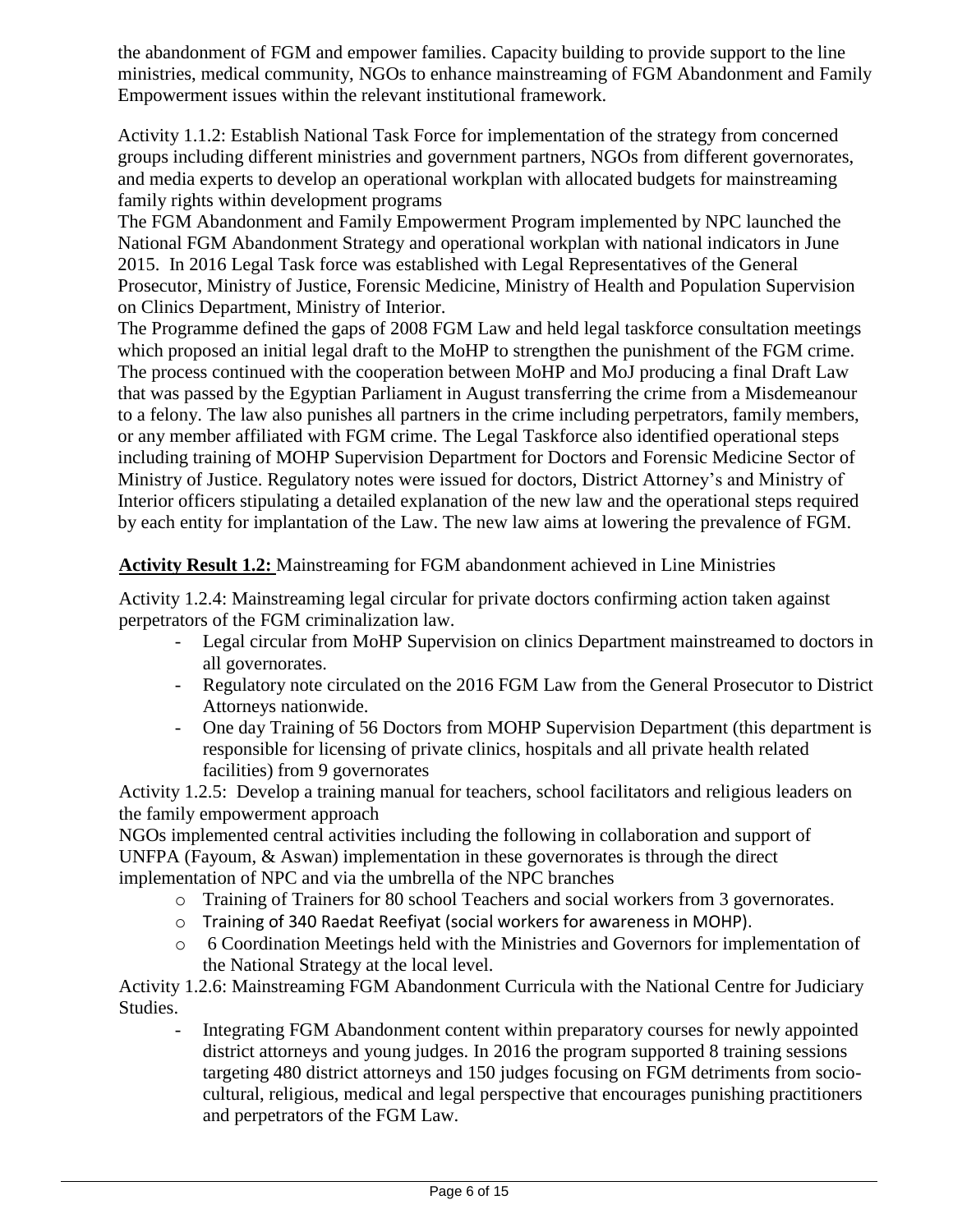the abandonment of FGM and empower families. Capacity building to provide support to the line ministries, medical community, NGOs to enhance mainstreaming of FGM Abandonment and Family Empowerment issues within the relevant institutional framework.

Activity 1.1.2: Establish National Task Force for implementation of the strategy from concerned groups including different ministries and government partners, NGOs from different governorates, and media experts to develop an operational workplan with allocated budgets for mainstreaming family rights within development programs

The FGM Abandonment and Family Empowerment Program implemented by NPC launched the National FGM Abandonment Strategy and operational workplan with national indicators in June 2015. In 2016 Legal Task force was established with Legal Representatives of the General Prosecutor, Ministry of Justice, Forensic Medicine, Ministry of Health and Population Supervision on Clinics Department, Ministry of Interior.

The Programme defined the gaps of 2008 FGM Law and held legal taskforce consultation meetings which proposed an initial legal draft to the MoHP to strengthen the punishment of the FGM crime. The process continued with the cooperation between MoHP and MoJ producing a final Draft Law that was passed by the Egyptian Parliament in August transferring the crime from a Misdemeanour to a felony. The law also punishes all partners in the crime including perpetrators, family members, or any member affiliated with FGM crime. The Legal Taskforce also identified operational steps including training of MOHP Supervision Department for Doctors and Forensic Medicine Sector of Ministry of Justice. Regulatory notes were issued for doctors, District Attorney's and Ministry of Interior officers stipulating a detailed explanation of the new law and the operational steps required by each entity for implantation of the Law. The new law aims at lowering the prevalence of FGM.

**Activity Result 1.2:** Mainstreaming for FGM abandonment achieved in Line Ministries

Activity 1.2.4: Mainstreaming legal circular for private doctors confirming action taken against perpetrators of the FGM criminalization law.

- Legal circular from MoHP Supervision on clinics Department mainstreamed to doctors in all governorates.
- Regulatory note circulated on the 2016 FGM Law from the General Prosecutor to District Attorneys nationwide.
- One day Training of 56 Doctors from MOHP Supervision Department (this department is responsible for licensing of private clinics, hospitals and all private health related facilities) from 9 governorates

Activity 1.2.5: Develop a training manual for teachers, school facilitators and religious leaders on the family empowerment approach

NGOs implemented central activities including the following in collaboration and support of UNFPA (Fayoum, & Aswan) implementation in these governorates is through the direct implementation of NPC and via the umbrella of the NPC branches

- Training of Trainers for 80 school Teachers and social workers from 3 governorates.
- Training of 340 Raedat Reefiyat (social workers for awareness in MOHP).
- 6 Coordination Meetings held with the Ministries and Governors for implementation of the National Strategy at the local level.

Activity 1.2.6: Mainstreaming FGM Abandonment Curricula with the National Centre for Judiciary Studies.

- Integrating FGM Abandonment content within preparatory courses for newly appointed district attorneys and young judges. In 2016 the program supported 8 training sessions targeting 480 district attorneys and 150 judges focusing on FGM detriments from socio-cultural, religious, medical and legal perspective that encourages punishing practitioners and perpetrators of the FGM Law.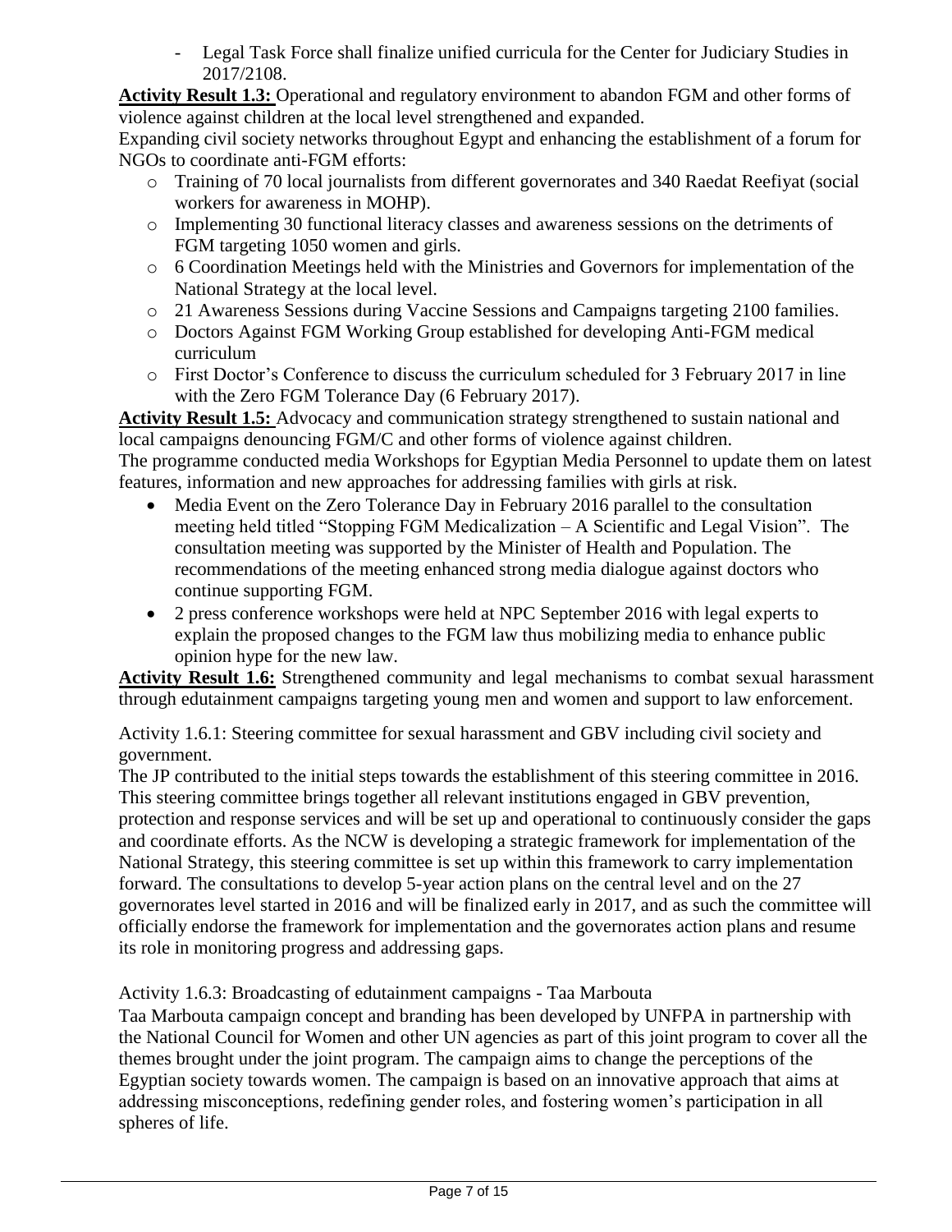- Legal Task Force shall finalize unified curricula for the Center for Judiciary Studies in 2017/2108.

**Activity Result 1.3:** Operational and regulatory environment to abandon FGM and other forms of violence against children at the local level strengthened and expanded.

Expanding civil society networks throughout Egypt and enhancing the establishment of a forum for NGOs to coordinate anti-FGM efforts:

- Training of 70 local journalists from different governorates and 340 Raedat Reefiyat (social workers for awareness in MOHP).
- Implementing 30 functional literacy classes and awareness sessions on the detriments of FGM targeting 1050 women and girls.
- 6 Coordination Meetings held with the Ministries and Governors for implementation of the National Strategy at the local level.
- 21 Awareness Sessions during Vaccine Sessions and Campaigns targeting 2100 families.
- Doctors Against FGM Working Group established for developing Anti-FGM medical curriculum
- First Doctor's Conference to discuss the curriculum scheduled for 3 February 2017 in line with the Zero FGM Tolerance Day (6 February 2017).

**Activity Result 1.5:** Advocacy and communication strategy strengthened to sustain national and local campaigns denouncing FGM/C and other forms of violence against children.

The programme conducted media Workshops for Egyptian Media Personnel to update them on latest features, information and new approaches for addressing families with girls at risk.

- Media Event on the Zero Tolerance Day in February 2016 parallel to the consultation meeting held titled "Stopping FGM Medicalization – A Scientific and Legal Vision". The consultation meeting was supported by the Minister of Health and Population. The recommendations of the meeting enhanced strong media dialogue against doctors who continue supporting FGM.
- 2 press conference workshops were held at NPC September 2016 with legal experts to explain the proposed changes to the FGM law thus mobilizing media to enhance public opinion hype for the new law.

**Activity Result 1.6:** Strengthened community and legal mechanisms to combat sexual harassment through edutainment campaigns targeting young men and women and support to law enforcement.

Activity 1.6.1: Steering committee for sexual harassment and GBV including civil society and government.

The JP contributed to the initial steps towards the establishment of this steering committee in 2016. This steering committee brings together all relevant institutions engaged in GBV prevention, protection and response services and will be set up and operational to continuously consider the gaps and coordinate efforts. As the NCW is developing a strategic framework for implementation of the National Strategy, this steering committee is set up within this framework to carry implementation forward. The consultations to develop 5-year action plans on the central level and on the 27 governorates level started in 2016 and will be finalized early in 2017, and as such the committee will officially endorse the framework for implementation and the governorates action plans and resume its role in monitoring progress and addressing gaps.

Activity 1.6.3: Broadcasting of edutainment campaigns - Taa Marbouta

Taa Marbouta campaign concept and branding has been developed by UNFPA in partnership with the National Council for Women and other UN agencies as part of this joint program to cover all the themes brought under the joint program. The campaign aims to change the perceptions of the Egyptian society towards women. The campaign is based on an innovative approach that aims at addressing misconceptions, redefining gender roles, and fostering women's participation in all spheres of life.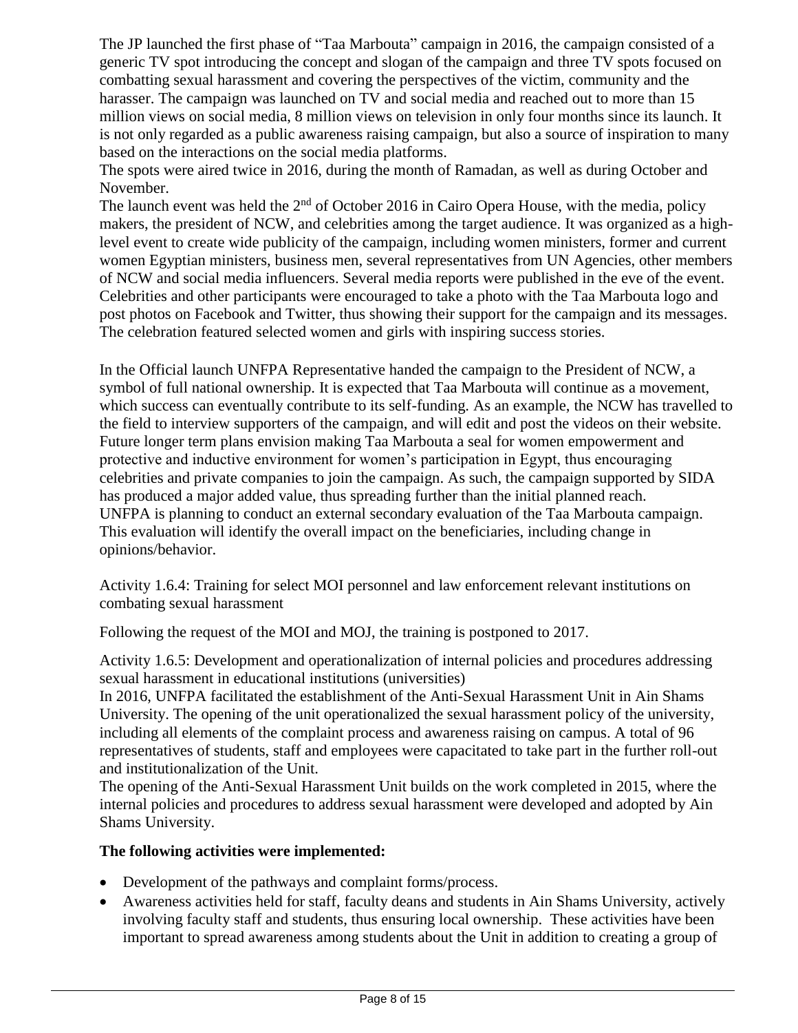The JP launched the first phase of "Taa Marbouta" campaign in 2016, the campaign consisted of a generic TV spot introducing the concept and slogan of the campaign and three TV spots focused on combatting sexual harassment and covering the perspectives of the victim, community and the harasser. The campaign was launched on TV and social media and reached out to more than 15 million views on social media, 8 million views on television in only four months since its launch. It is not only regarded as a public awareness raising campaign, but also a source of inspiration to many based on the interactions on the social media platforms.

The spots were aired twice in 2016, during the month of Ramadan, as well as during October and November.

The launch event was held the 2nd of October 2016 in Cairo Opera House, with the media, policy makers, the president of NCW, and celebrities among the target audience. It was organized as a high-level event to create wide publicity of the campaign, including women ministers, former and current women Egyptian ministers, business men, several representatives from UN Agencies, other members of NCW and social media influencers. Several media reports were published in the eve of the event. Celebrities and other participants were encouraged to take a photo with the Taa Marbouta logo and post photos on Facebook and Twitter, thus showing their support for the campaign and its messages. The celebration featured selected women and girls with inspiring success stories.

In the Official launch UNFPA Representative handed the campaign to the President of NCW, a symbol of full national ownership. It is expected that Taa Marbouta will continue as a movement, which success can eventually contribute to its self-funding. As an example, the NCW has travelled to the field to interview supporters of the campaign, and will edit and post the videos on their website. Future longer term plans envision making Taa Marbouta a seal for women empowerment and protective and inductive environment for women's participation in Egypt, thus encouraging celebrities and private companies to join the campaign. As such, the campaign supported by SIDA has produced a major added value, thus spreading further than the initial planned reach. UNFPA is planning to conduct an external secondary evaluation of the Taa Marbouta campaign. This evaluation will identify the overall impact on the beneficiaries, including change in opinions/behavior.

Activity 1.6.4: Training for select MOI personnel and law enforcement relevant institutions on combating sexual harassment

Following the request of the MOI and MOJ, the training is postponed to 2017.

Activity 1.6.5: Development and operationalization of internal policies and procedures addressing sexual harassment in educational institutions (universities)

In 2016, UNFPA facilitated the establishment of the Anti-Sexual Harassment Unit in Ain Shams University. The opening of the unit operationalized the sexual harassment policy of the university, including all elements of the complaint process and awareness raising on campus. A total of 96 representatives of students, staff and employees were capacitated to take part in the further roll-out and institutionalization of the Unit.

The opening of the Anti-Sexual Harassment Unit builds on the work completed in 2015, where the internal policies and procedures to address sexual harassment were developed and adopted by Ain Shams University.

**The following activities were implemented:**

- Development of the pathways and complaint forms/process.
- Awareness activities held for staff, faculty deans and students in Ain Shams University, actively involving faculty staff and students, thus ensuring local ownership. These activities have been important to spread awareness among students about the Unit in addition to creating a group of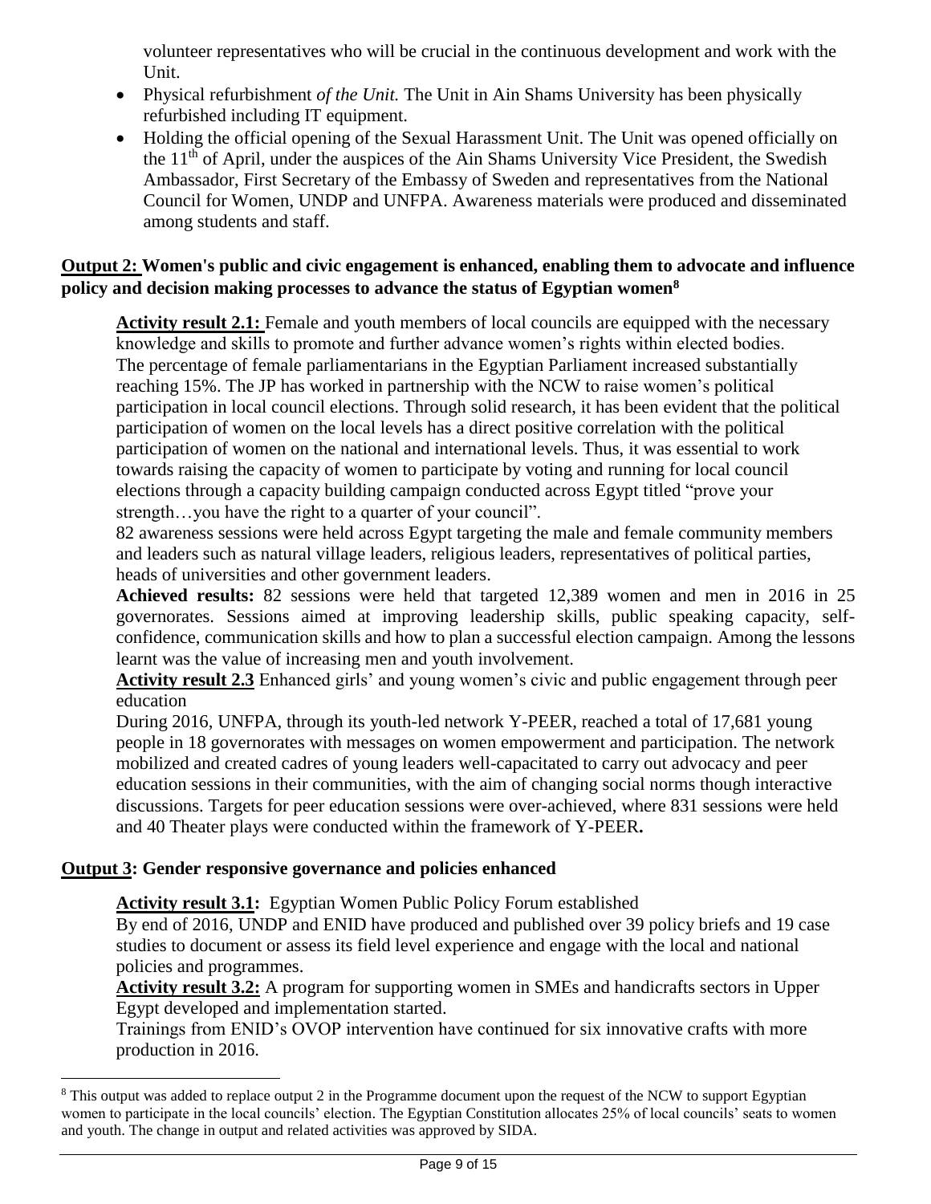volunteer representatives who will be crucial in the continuous development and work with the Unit.

- Physical refurbishment *of the Unit.* The Unit in Ain Shams University has been physically refurbished including IT equipment.
- Holding the official opening of the Sexual Harassment Unit. The Unit was opened officially on the 11th of April, under the auspices of the Ain Shams University Vice President, the Swedish Ambassador, First Secretary of the Embassy of Sweden and representatives from the National Council for Women, UNDP and UNFPA. Awareness materials were produced and disseminated among students and staff.

**Output 2: Women's public and civic engagement is enhanced, enabling them to advocate and influence policy and decision making processes to advance the status of Egyptian women[8]**

**Activity result 2.1:** Female and youth members of local councils are equipped with the necessary knowledge and skills to promote and further advance women's rights within elected bodies.
The percentage of female parliamentarians in the Egyptian Parliament increased substantially reaching 15%. The JP has worked in partnership with the NCW to raise women's political participation in local council elections. Through solid research, it has been evident that the political participation of women on the local levels has a direct positive correlation with the political participation of women on the national and international levels. Thus, it was essential to work towards raising the capacity of women to participate by voting and running for local council elections through a capacity building campaign conducted across Egypt titled "prove your strength…you have the right to a quarter of your council".
82 awareness sessions were held across Egypt targeting the male and female community members and leaders such as natural village leaders, religious leaders, representatives of political parties, heads of universities and other government leaders.
**Achieved results:** 82 sessions were held that targeted 12,389 women and men in 2016 in 25 governorates. Sessions aimed at improving leadership skills, public speaking capacity, self-confidence, communication skills and how to plan a successful election campaign. Among the lessons learnt was the value of increasing men and youth involvement.
**Activity result 2.3** Enhanced girls' and young women's civic and public engagement through peer education
During 2016, UNFPA, through its youth-led network Y-PEER, reached a total of 17,681 young people in 18 governorates with messages on women empowerment and participation. The network mobilized and created cadres of young leaders well-capacitated to carry out advocacy and peer education sessions in their communities, with the aim of changing social norms though interactive discussions. Targets for peer education sessions were over-achieved, where 831 sessions were held and 40 Theater plays were conducted within the framework of Y-PEER**.**

**Output 3: Gender responsive governance and policies enhanced**

**Activity result 3.1:** Egyptian Women Public Policy Forum established
By end of 2016, UNDP and ENID have produced and published over 39 policy briefs and 19 case studies to document or assess its field level experience and engage with the local and national policies and programmes.
**Activity result 3.2:** A program for supporting women in SMEs and handicrafts sectors in Upper Egypt developed and implementation started.
Trainings from ENID's OVOP intervention have continued for six innovative crafts with more production in 2016.

[8] This output was added to replace output 2 in the Programme document upon the request of the NCW to support Egyptian women to participate in the local councils' election. The Egyptian Constitution allocates 25% of local councils' seats to women and youth. The change in output and related activities was approved by SIDA.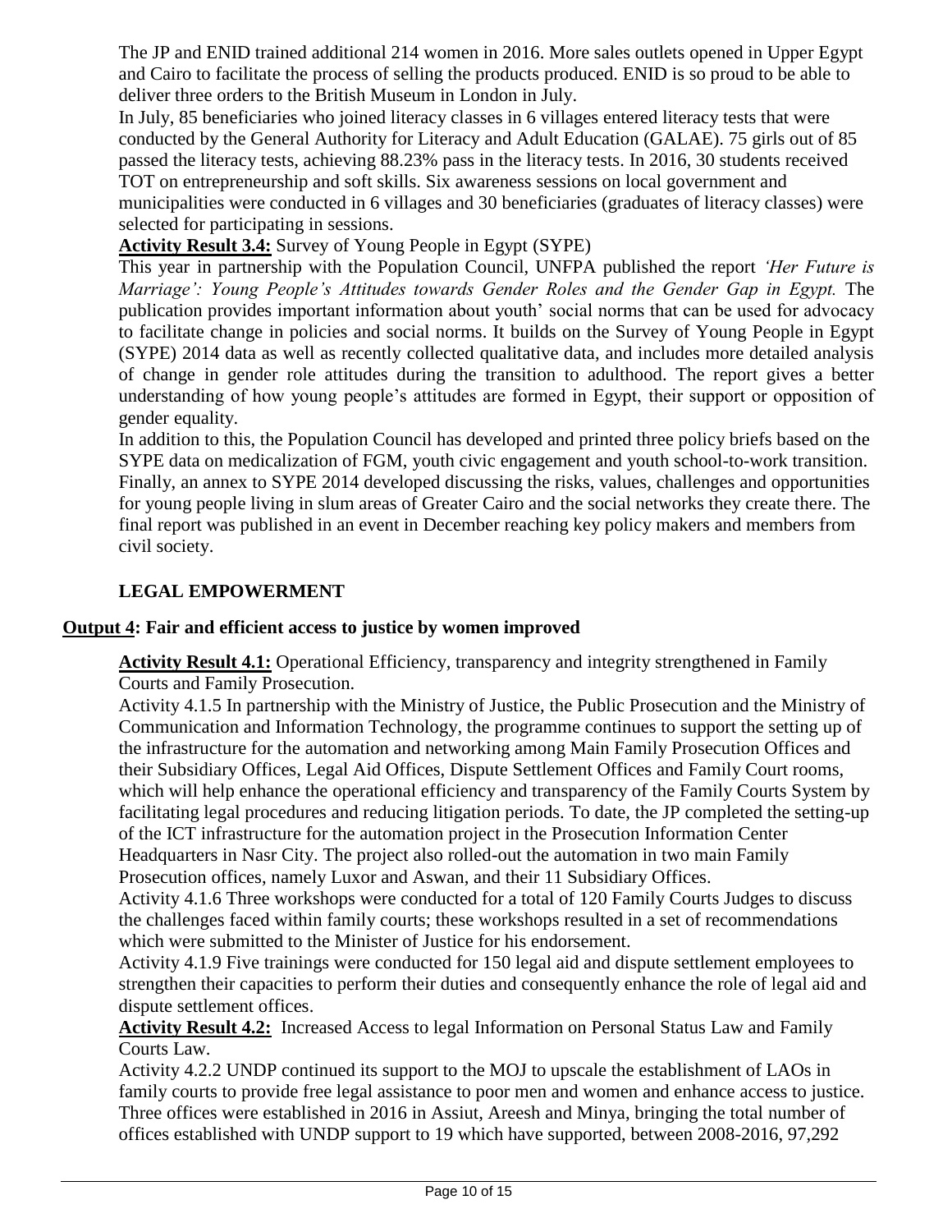The JP and ENID trained additional 214 women in 2016. More sales outlets opened in Upper Egypt and Cairo to facilitate the process of selling the products produced. ENID is so proud to be able to deliver three orders to the British Museum in London in July.

In July, 85 beneficiaries who joined literacy classes in 6 villages entered literacy tests that were conducted by the General Authority for Literacy and Adult Education (GALAE). 75 girls out of 85 passed the literacy tests, achieving 88.23% pass in the literacy tests. In 2016, 30 students received TOT on entrepreneurship and soft skills. Six awareness sessions on local government and municipalities were conducted in 6 villages and 30 beneficiaries (graduates of literacy classes) were selected for participating in sessions.

**Activity Result 3.4:** Survey of Young People in Egypt (SYPE)

This year in partnership with the Population Council, UNFPA published the report *'Her Future is Marriage': Young People's Attitudes towards Gender Roles and the Gender Gap in Egypt.* The publication provides important information about youth' social norms that can be used for advocacy to facilitate change in policies and social norms. It builds on the Survey of Young People in Egypt (SYPE) 2014 data as well as recently collected qualitative data, and includes more detailed analysis of change in gender role attitudes during the transition to adulthood. The report gives a better understanding of how young people's attitudes are formed in Egypt, their support or opposition of gender equality.

In addition to this, the Population Council has developed and printed three policy briefs based on the SYPE data on medicalization of FGM, youth civic engagement and youth school-to-work transition. Finally, an annex to SYPE 2014 developed discussing the risks, values, challenges and opportunities for young people living in slum areas of Greater Cairo and the social networks they create there. The final report was published in an event in December reaching key policy makers and members from civil society.

## LEGAL EMPOWERMENT

### Output 4: Fair and efficient access to justice by women improved

**Activity Result 4.1:** Operational Efficiency, transparency and integrity strengthened in Family Courts and Family Prosecution.

Activity 4.1.5 In partnership with the Ministry of Justice, the Public Prosecution and the Ministry of Communication and Information Technology, the programme continues to support the setting up of the infrastructure for the automation and networking among Main Family Prosecution Offices and their Subsidiary Offices, Legal Aid Offices, Dispute Settlement Offices and Family Court rooms, which will help enhance the operational efficiency and transparency of the Family Courts System by facilitating legal procedures and reducing litigation periods. To date, the JP completed the setting-up of the ICT infrastructure for the automation project in the Prosecution Information Center Headquarters in Nasr City. The project also rolled-out the automation in two main Family Prosecution offices, namely Luxor and Aswan, and their 11 Subsidiary Offices.

Activity 4.1.6 Three workshops were conducted for a total of 120 Family Courts Judges to discuss the challenges faced within family courts; these workshops resulted in a set of recommendations which were submitted to the Minister of Justice for his endorsement.

Activity 4.1.9 Five trainings were conducted for 150 legal aid and dispute settlement employees to strengthen their capacities to perform their duties and consequently enhance the role of legal aid and dispute settlement offices.

**Activity Result 4.2:** Increased Access to legal Information on Personal Status Law and Family Courts Law.

Activity 4.2.2 UNDP continued its support to the MOJ to upscale the establishment of LAOs in family courts to provide free legal assistance to poor men and women and enhance access to justice. Three offices were established in 2016 in Assiut, Areesh and Minya, bringing the total number of offices established with UNDP support to 19 which have supported, between 2008-2016, 97,292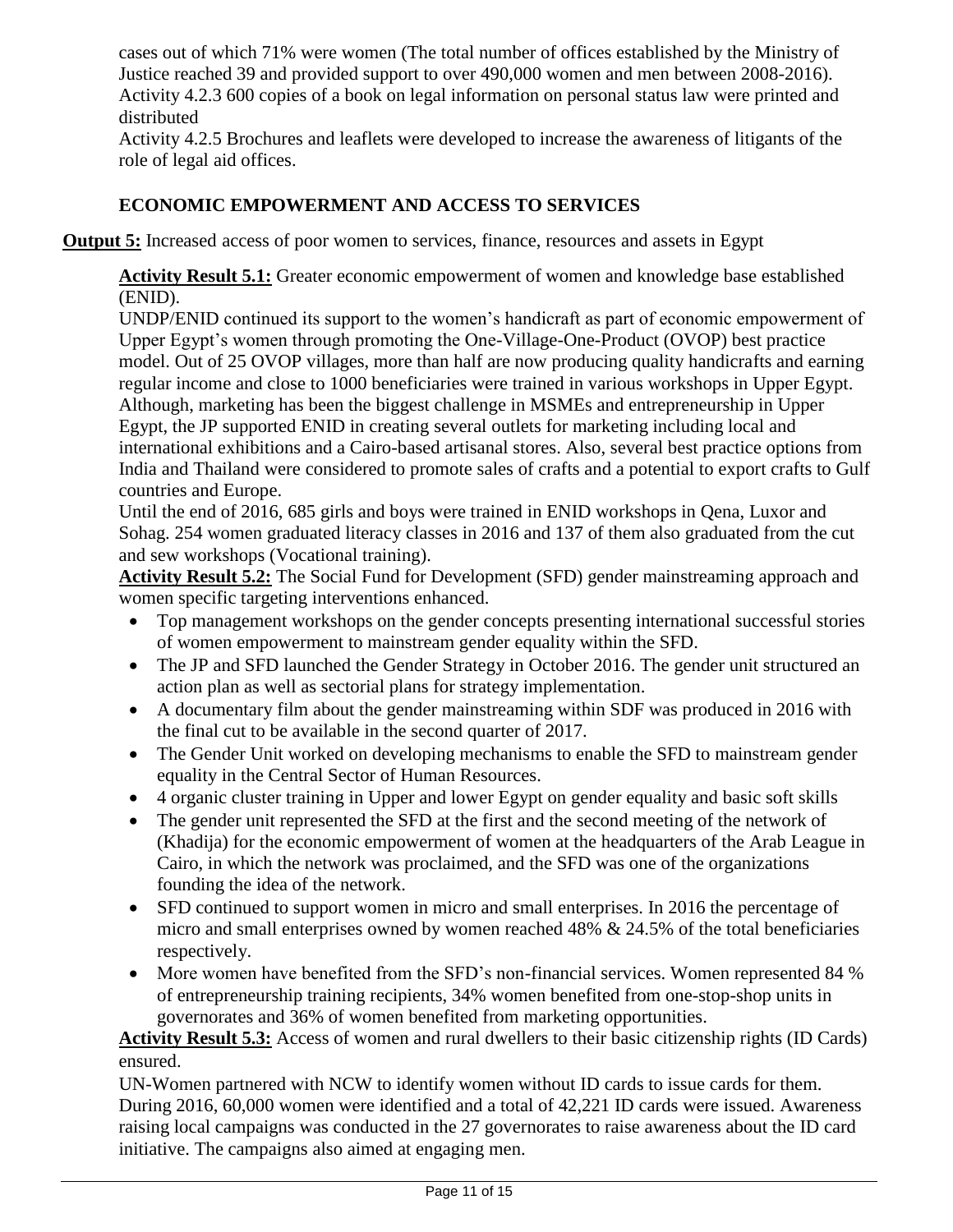cases out of which 71% were women (The total number of offices established by the Ministry of Justice reached 39 and provided support to over 490,000 women and men between 2008-2016).
Activity 4.2.3 600 copies of a book on legal information on personal status law were printed and distributed
Activity 4.2.5 Brochures and leaflets were developed to increase the awareness of litigants of the role of legal aid offices.

## ECONOMIC EMPOWERMENT AND ACCESS TO SERVICES

**Output 5:** Increased access of poor women to services, finance, resources and assets in Egypt

**Activity Result 5.1:** Greater economic empowerment of women and knowledge base established (ENID).
UNDP/ENID continued its support to the women's handicraft as part of economic empowerment of Upper Egypt's women through promoting the One-Village-One-Product (OVOP) best practice model. Out of 25 OVOP villages, more than half are now producing quality handicrafts and earning regular income and close to 1000 beneficiaries were trained in various workshops in Upper Egypt. Although, marketing has been the biggest challenge in MSMEs and entrepreneurship in Upper Egypt, the JP supported ENID in creating several outlets for marketing including local and international exhibitions and a Cairo-based artisanal stores. Also, several best practice options from India and Thailand were considered to promote sales of crafts and a potential to export crafts to Gulf countries and Europe.
Until the end of 2016, 685 girls and boys were trained in ENID workshops in Qena, Luxor and Sohag. 254 women graduated literacy classes in 2016 and 137 of them also graduated from the cut and sew workshops (Vocational training).
**Activity Result 5.2:** The Social Fund for Development (SFD) gender mainstreaming approach and women specific targeting interventions enhanced.

- Top management workshops on the gender concepts presenting international successful stories of women empowerment to mainstream gender equality within the SFD.
- The JP and SFD launched the Gender Strategy in October 2016. The gender unit structured an action plan as well as sectorial plans for strategy implementation.
- A documentary film about the gender mainstreaming within SDF was produced in 2016 with the final cut to be available in the second quarter of 2017.
- The Gender Unit worked on developing mechanisms to enable the SFD to mainstream gender equality in the Central Sector of Human Resources.
- 4 organic cluster training in Upper and lower Egypt on gender equality and basic soft skills
- The gender unit represented the SFD at the first and the second meeting of the network of (Khadija) for the economic empowerment of women at the headquarters of the Arab League in Cairo, in which the network was proclaimed, and the SFD was one of the organizations founding the idea of the network.
- SFD continued to support women in micro and small enterprises. In 2016 the percentage of micro and small enterprises owned by women reached 48% & 24.5% of the total beneficiaries respectively.
- More women have benefited from the SFD's non-financial services. Women represented 84 % of entrepreneurship training recipients, 34% women benefited from one-stop-shop units in governorates and 36% of women benefited from marketing opportunities.

**Activity Result 5.3:** Access of women and rural dwellers to their basic citizenship rights (ID Cards) ensured.
UN-Women partnered with NCW to identify women without ID cards to issue cards for them. During 2016, 60,000 women were identified and a total of 42,221 ID cards were issued. Awareness raising local campaigns was conducted in the 27 governorates to raise awareness about the ID card initiative. The campaigns also aimed at engaging men.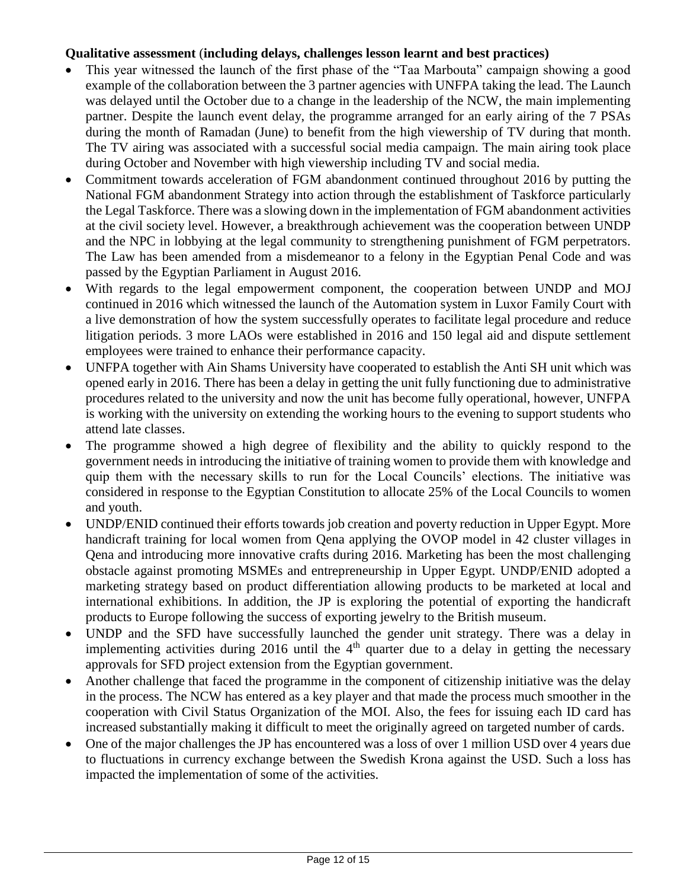**Qualitative assessment (including delays, challenges lesson learnt and best practices)**

- This year witnessed the launch of the first phase of the "Taa Marbouta" campaign showing a good example of the collaboration between the 3 partner agencies with UNFPA taking the lead. The Launch was delayed until the October due to a change in the leadership of the NCW, the main implementing partner. Despite the launch event delay, the programme arranged for an early airing of the 7 PSAs during the month of Ramadan (June) to benefit from the high viewership of TV during that month. The TV airing was associated with a successful social media campaign. The main airing took place during October and November with high viewership including TV and social media.
- Commitment towards acceleration of FGM abandonment continued throughout 2016 by putting the National FGM abandonment Strategy into action through the establishment of Taskforce particularly the Legal Taskforce. There was a slowing down in the implementation of FGM abandonment activities at the civil society level. However, a breakthrough achievement was the cooperation between UNDP and the NPC in lobbying at the legal community to strengthening punishment of FGM perpetrators. The Law has been amended from a misdemeanor to a felony in the Egyptian Penal Code and was passed by the Egyptian Parliament in August 2016.
- With regards to the legal empowerment component, the cooperation between UNDP and MOJ continued in 2016 which witnessed the launch of the Automation system in Luxor Family Court with a live demonstration of how the system successfully operates to facilitate legal procedure and reduce litigation periods. 3 more LAOs were established in 2016 and 150 legal aid and dispute settlement employees were trained to enhance their performance capacity.
- UNFPA together with Ain Shams University have cooperated to establish the Anti SH unit which was opened early in 2016. There has been a delay in getting the unit fully functioning due to administrative procedures related to the university and now the unit has become fully operational, however, UNFPA is working with the university on extending the working hours to the evening to support students who attend late classes.
- The programme showed a high degree of flexibility and the ability to quickly respond to the government needs in introducing the initiative of training women to provide them with knowledge and quip them with the necessary skills to run for the Local Councils' elections. The initiative was considered in response to the Egyptian Constitution to allocate 25% of the Local Councils to women and youth.
- UNDP/ENID continued their efforts towards job creation and poverty reduction in Upper Egypt. More handicraft training for local women from Qena applying the OVOP model in 42 cluster villages in Qena and introducing more innovative crafts during 2016. Marketing has been the most challenging obstacle against promoting MSMEs and entrepreneurship in Upper Egypt. UNDP/ENID adopted a marketing strategy based on product differentiation allowing products to be marketed at local and international exhibitions. In addition, the JP is exploring the potential of exporting the handicraft products to Europe following the success of exporting jewelry to the British museum.
- UNDP and the SFD have successfully launched the gender unit strategy. There was a delay in implementing activities during 2016 until the 4th quarter due to a delay in getting the necessary approvals for SFD project extension from the Egyptian government.
- Another challenge that faced the programme in the component of citizenship initiative was the delay in the process. The NCW has entered as a key player and that made the process much smoother in the cooperation with Civil Status Organization of the MOI. Also, the fees for issuing each ID card has increased substantially making it difficult to meet the originally agreed on targeted number of cards.
- One of the major challenges the JP has encountered was a loss of over 1 million USD over 4 years due to fluctuations in currency exchange between the Swedish Krona against the USD. Such a loss has impacted the implementation of some of the activities.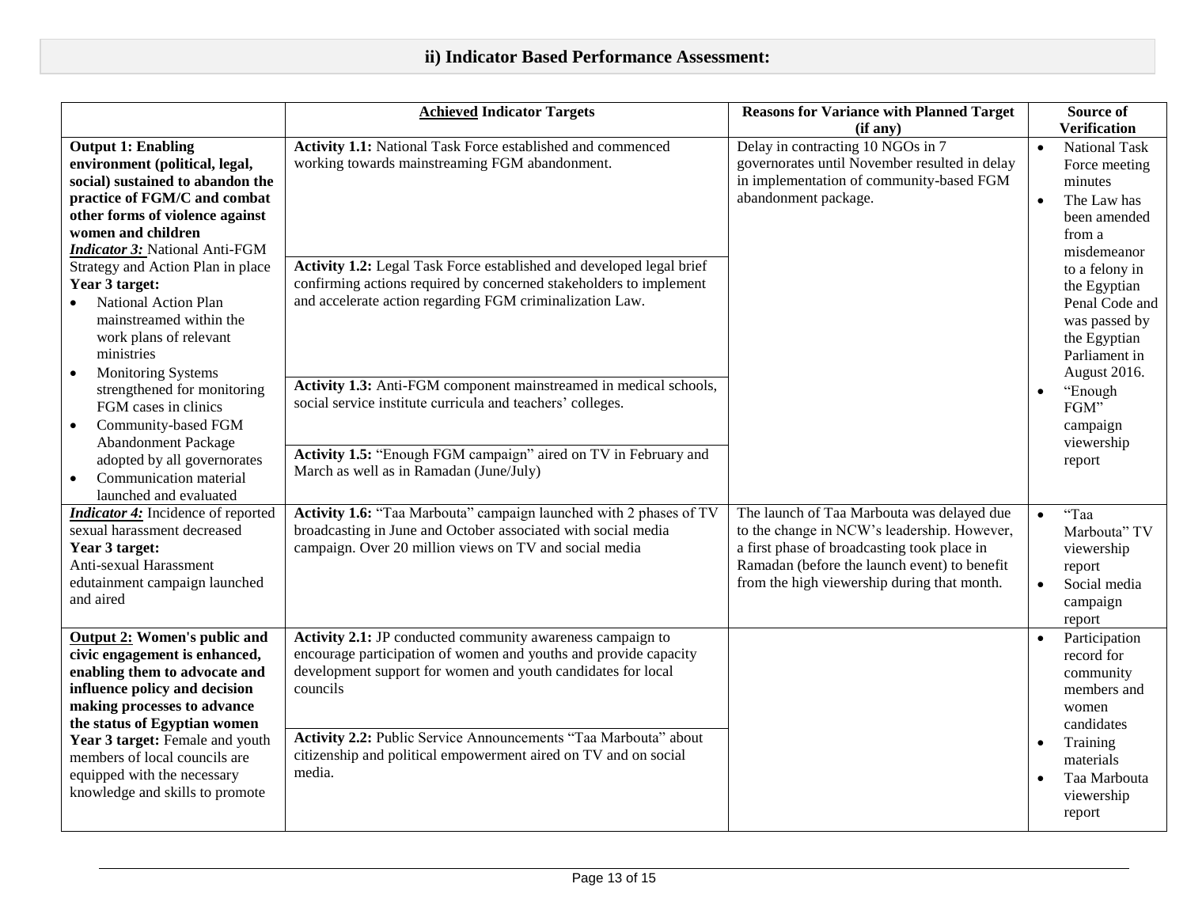## ii) Indicator Based Performance Assessment:

| | **Achieved Indicator Targets** | **Reasons for Variance with Planned Target (if any)** | **Source of Verification** |
|---|---|---|---|
| **Output 1: Enabling environment (political, legal, social) sustained to abandon the practice of FGM/C and combat other forms of violence against women and children**<br>***Indicator 3:*** National Anti-FGM Strategy and Action Plan in place<br>**Year 3 target:**<br>• National Action Plan mainstreamed within the work plans of relevant ministries<br>• Monitoring Systems strengthened for monitoring FGM cases in clinics<br>• Community-based FGM Abandonment Package adopted by all governorates<br>• Communication material launched and evaluated | **Activity 1.1:** National Task Force established and commenced working towards mainstreaming FGM abandonment.<br><br>**Activity 1.2:** Legal Task Force established and developed legal brief confirming actions required by concerned stakeholders to implement and accelerate action regarding FGM criminalization Law.<br><br>**Activity 1.3:** Anti-FGM component mainstreamed in medical schools, social service institute curricula and teachers' colleges.<br><br>**Activity 1.5:** "Enough FGM campaign" aired on TV in February and March as well as in Ramadan (June/July) | Delay in contracting 10 NGOs in 7 governorates until November resulted in delay in implementation of community-based FGM abandonment package. | • National Task Force meeting minutes<br>• The Law has been amended from a misdemeanor to a felony in the Egyptian Penal Code and was passed by the Egyptian Parliament in August 2016.<br>• "Enough FGM" campaign viewership report |
| ***Indicator 4:*** Incidence of reported sexual harassment decreased<br>**Year 3 target:**<br>Anti-sexual Harassment edutainment campaign launched and aired | **Activity 1.6:** "Taa Marbouta" campaign launched with 2 phases of TV broadcasting in June and October associated with social media campaign. Over 20 million views on TV and social media | The launch of Taa Marbouta was delayed due to the change in NCW's leadership. However, a first phase of broadcasting took place in Ramadan (before the launch event) to benefit from the high viewership during that month. | • "Taa Marbouta" TV viewership report<br>• Social media campaign report |
| **Output 2: Women's public and civic engagement is enhanced, enabling them to advocate and influence policy and decision making processes to advance the status of Egyptian women**<br>**Year 3 target:** Female and youth members of local councils are equipped with the necessary knowledge and skills to promote | **Activity 2.1:** JP conducted community awareness campaign to encourage participation of women and youths and provide capacity development support for women and youth candidates for local councils<br><br>**Activity 2.2:** Public Service Announcements "Taa Marbouta" about citizenship and political empowerment aired on TV and on social media. | | • Participation record for community members and women candidates<br>• Training materials<br>• Taa Marbouta viewership report |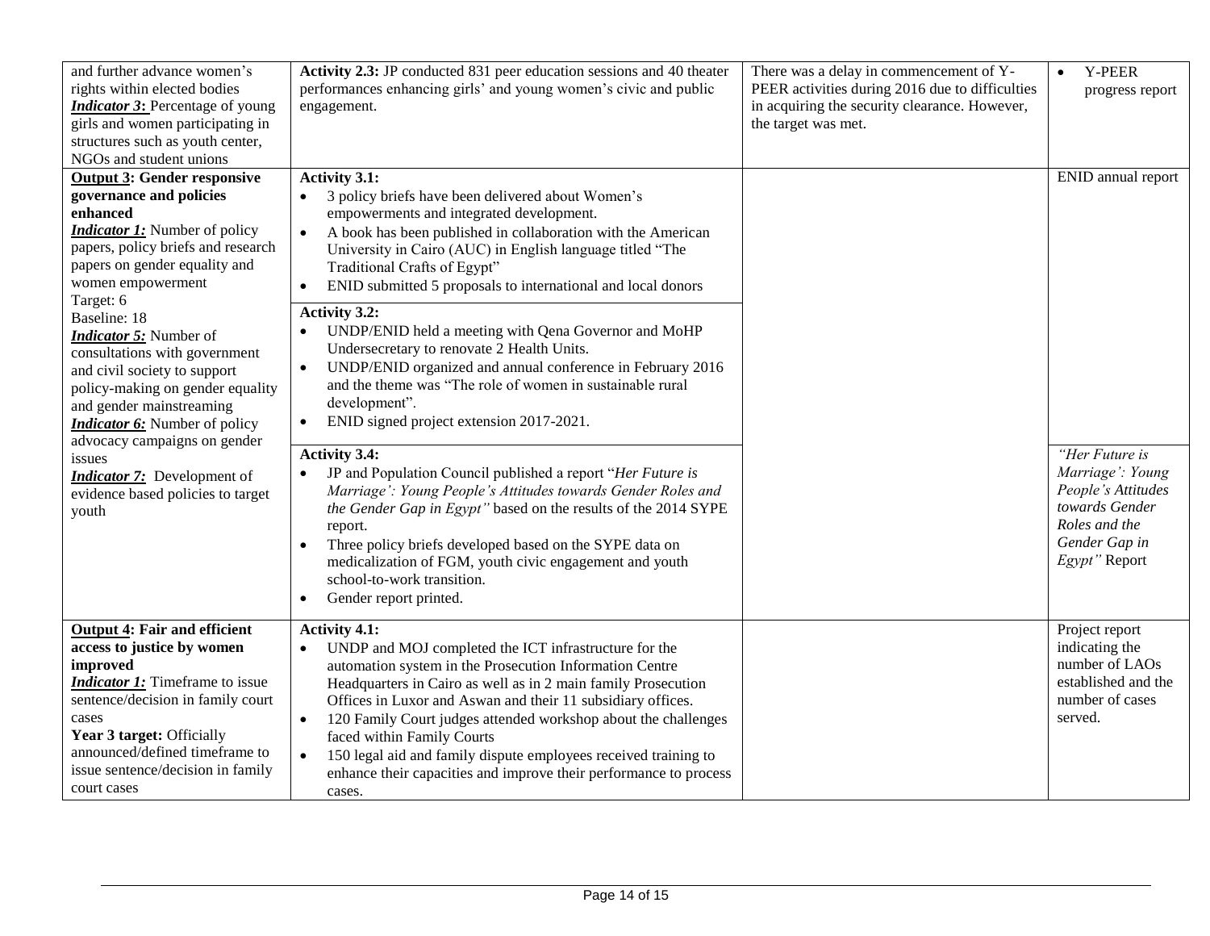| | | | |
|---|---|---|---|
| and further advance women's rights within elected bodies<br>***Indicator 3*:** Percentage of young girls and women participating in structures such as youth center, NGOs and student unions | **Activity 2.3:** JP conducted 831 peer education sessions and 40 theater performances enhancing girls' and young women's civic and public engagement. | There was a delay in commencement of Y-PEER activities during 2016 due to difficulties in acquiring the security clearance. However, the target was met. | • Y-PEER progress report |
| **Output 3: Gender responsive governance and policies enhanced**<br>***Indicator 1:*** Number of policy papers, policy briefs and research papers on gender equality and women empowerment<br>Target: 6<br>Baseline: 18<br>***Indicator 5:*** Number of consultations with government and civil society to support policy-making on gender equality and gender mainstreaming<br>***Indicator 6:*** Number of policy advocacy campaigns on gender issues<br>***Indicator 7:*** Development of evidence based policies to target youth | **Activity 3.1:**<br>• 3 policy briefs have been delivered about Women's empowerments and integrated development.<br>• A book has been published in collaboration with the American University in Cairo (AUC) in English language titled "The Traditional Crafts of Egypt"<br>• ENID submitted 5 proposals to international and local donors | | ENID annual report |
| | **Activity 3.2:**<br>• UNDP/ENID held a meeting with Qena Governor and MoHP Undersecretary to renovate 2 Health Units.<br>• UNDP/ENID organized and annual conference in February 2016 and the theme was "The role of women in sustainable rural development".<br>• ENID signed project extension 2017-2021. | | |
| | **Activity 3.4:**<br>• JP and Population Council published a report "*Her Future is Marriage': Young People's Attitudes towards Gender Roles and the Gender Gap in Egypt"* based on the results of the 2014 SYPE report.<br>• Three policy briefs developed based on the SYPE data on medicalization of FGM, youth civic engagement and youth school-to-work transition.<br>• Gender report printed. | | *"Her Future is Marriage': Young People's Attitudes towards Gender Roles and the Gender Gap in Egypt"* Report |
| **Output 4: Fair and efficient access to justice by women improved**<br>***Indicator 1:*** Timeframe to issue sentence/decision in family court cases<br>**Year 3 target:** Officially announced/defined timeframe to issue sentence/decision in family court cases | **Activity 4.1:**<br>• UNDP and MOJ completed the ICT infrastructure for the automation system in the Prosecution Information Centre Headquarters in Cairo as well as in 2 main family Prosecution Offices in Luxor and Aswan and their 11 subsidiary offices.<br>• 120 Family Court judges attended workshop about the challenges faced within Family Courts<br>• 150 legal aid and family dispute employees received training to enhance their capacities and improve their performance to process cases. | | Project report indicating the number of LAOs established and the number of cases served. |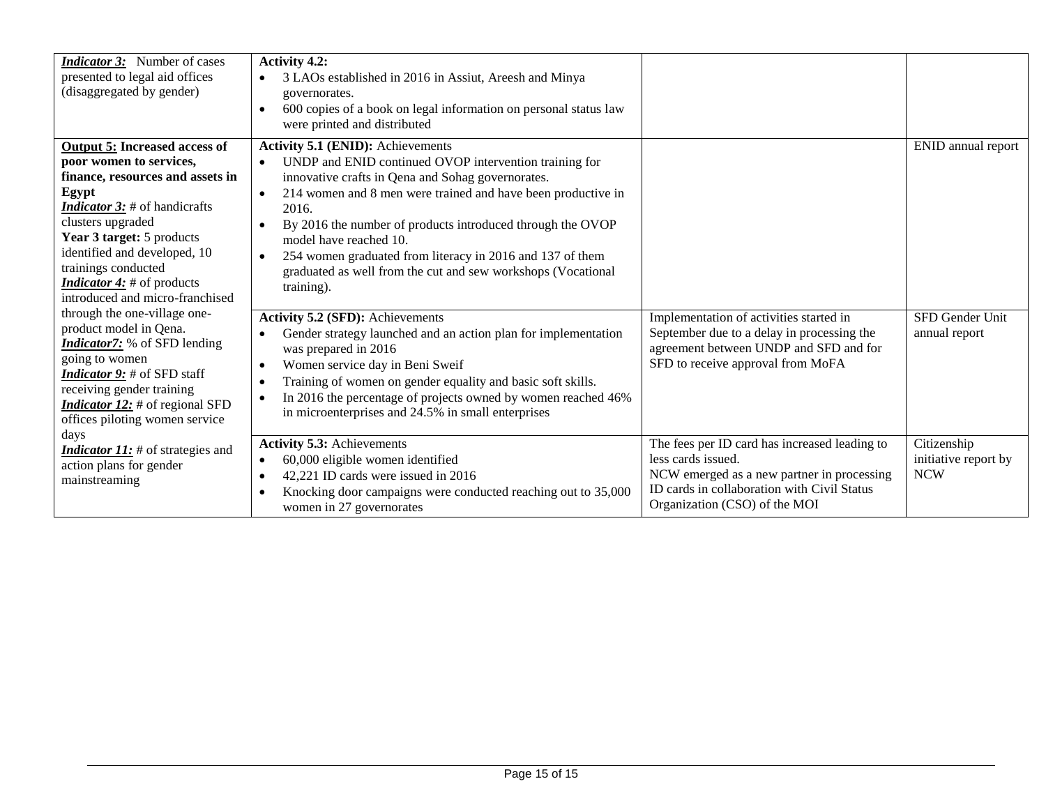| | | | |
|---|---|---|---|
| ***Indicator 3:*** Number of cases presented to legal aid offices (disaggregated by gender) | **Activity 4.2:**<br>• 3 LAOs established in 2016 in Assiut, Areesh and Minya governorates.<br>• 600 copies of a book on legal information on personal status law were printed and distributed | | |
| **Output 5: Increased access of poor women to services, finance, resources and assets in Egypt**<br>***Indicator 3:*** # of handicrafts clusters upgraded<br>**Year 3 target:** 5 products identified and developed, 10 trainings conducted<br>***Indicator 4:*** # of products introduced and micro-franchised through the one-village one-product model in Qena.<br>***Indicator7:*** % of SFD lending going to women<br>***Indicator 9:*** # of SFD staff receiving gender training<br>***Indicator 12:*** # of regional SFD offices piloting women service days<br>***Indicator 11:*** # of strategies and action plans for gender mainstreaming | **Activity 5.1 (ENID):** Achievements<br>• UNDP and ENID continued OVOP intervention training for innovative crafts in Qena and Sohag governorates.<br>• 214 women and 8 men were trained and have been productive in 2016.<br>• By 2016 the number of products introduced through the OVOP model have reached 10.<br>• 254 women graduated from literacy in 2016 and 137 of them graduated as well from the cut and sew workshops (Vocational training). | | ENID annual report |
| | **Activity 5.2 (SFD):** Achievements<br>• Gender strategy launched and an action plan for implementation was prepared in 2016<br>• Women service day in Beni Sweif<br>• Training of women on gender equality and basic soft skills.<br>• In 2016 the percentage of projects owned by women reached 46% in microenterprises and 24.5% in small enterprises | Implementation of activities started in September due to a delay in processing the agreement between UNDP and SFD and for SFD to receive approval from MoFA | SFD Gender Unit annual report |
| | **Activity 5.3:** Achievements<br>• 60,000 eligible women identified<br>• 42,221 ID cards were issued in 2016<br>• Knocking door campaigns were conducted reaching out to 35,000 women in 27 governorates | The fees per ID card has increased leading to less cards issued.<br>NCW emerged as a new partner in processing ID cards in collaboration with Civil Status Organization (CSO) of the MOI | Citizenship initiative report by NCW |